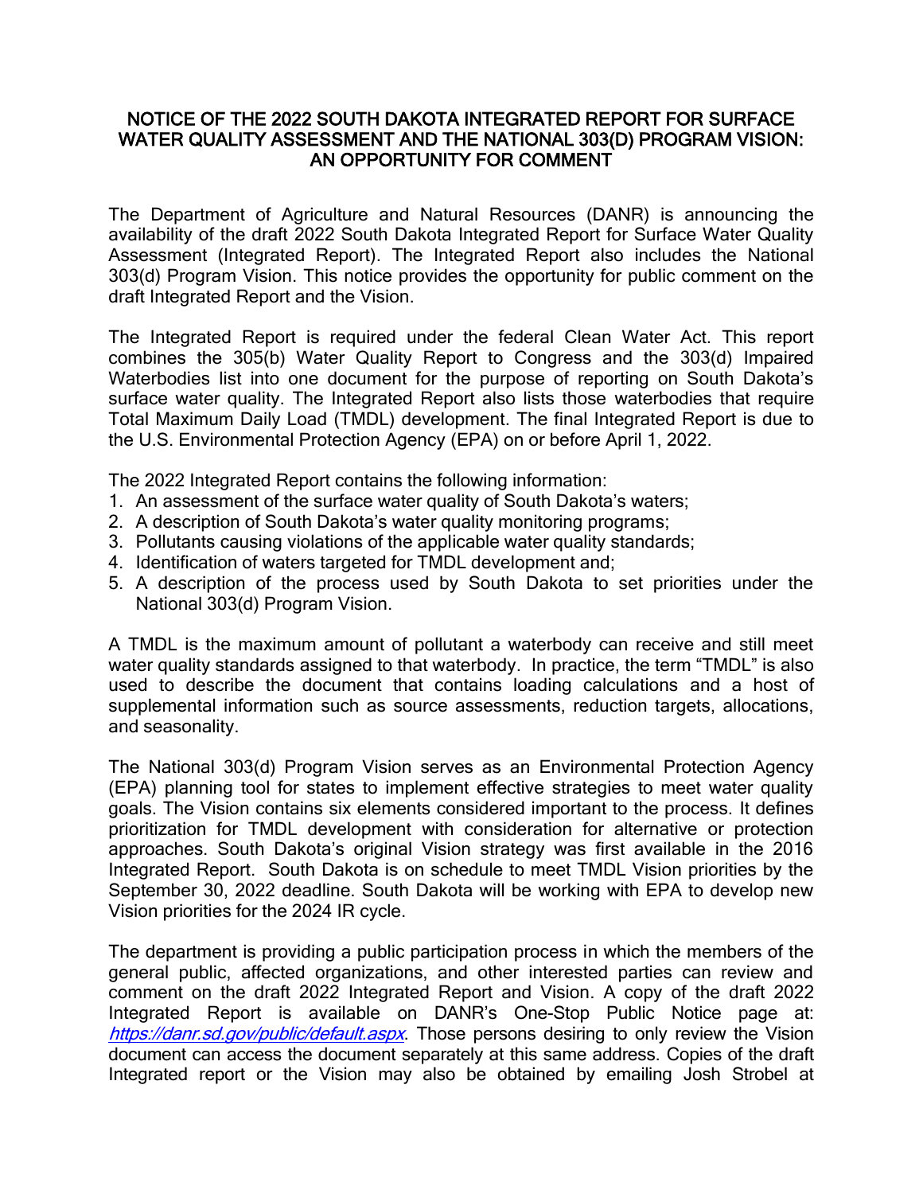# NOTICE OF THE 2022 SOUTH DAKOTA INTEGRATED REPORT FOR SURFACE WATER QUALITY ASSESSMENT AND THE NATIONAL 303(D) PROGRAM VISION: AN OPPORTUNITY FOR COMMENT

The Department of Agriculture and Natural Resources (DANR) is announcing the availability of the draft 2022 South Dakota Integrated Report for Surface Water Quality Assessment (Integrated Report). The Integrated Report also includes the National 303(d) Program Vision. This notice provides the opportunity for public comment on the draft Integrated Report and the Vision.

The Integrated Report is required under the federal Clean Water Act. This report combines the 305(b) Water Quality Report to Congress and the 303(d) Impaired Waterbodies list into one document for the purpose of reporting on South Dakota's surface water quality. The Integrated Report also lists those waterbodies that require Total Maximum Daily Load (TMDL) development. The final Integrated Report is due to the U.S. Environmental Protection Agency (EPA) on or before April 1, 2022.

The 2022 Integrated Report contains the following information:

1. An assessment of the surface water quality of South Dakota's waters;
2. A description of South Dakota's water quality monitoring programs;
3. Pollutants causing violations of the applicable water quality standards;
4. Identification of waters targeted for TMDL development and;
5. A description of the process used by South Dakota to set priorities under the National 303(d) Program Vision.

A TMDL is the maximum amount of pollutant a waterbody can receive and still meet water quality standards assigned to that waterbody. In practice, the term "TMDL" is also used to describe the document that contains loading calculations and a host of supplemental information such as source assessments, reduction targets, allocations, and seasonality.

The National 303(d) Program Vision serves as an Environmental Protection Agency (EPA) planning tool for states to implement effective strategies to meet water quality goals. The Vision contains six elements considered important to the process. It defines prioritization for TMDL development with consideration for alternative or protection approaches. South Dakota's original Vision strategy was first available in the 2016 Integrated Report. South Dakota is on schedule to meet TMDL Vision priorities by the September 30, 2022 deadline. South Dakota will be working with EPA to develop new Vision priorities for the 2024 IR cycle.

The department is providing a public participation process in which the members of the general public, affected organizations, and other interested parties can review and comment on the draft 2022 Integrated Report and Vision. A copy of the draft 2022 Integrated Report is available on DANR's One-Stop Public Notice page at: *https://danr.sd.gov/public/default.aspx*. Those persons desiring to only review the Vision document can access the document separately at this same address. Copies of the draft Integrated report or the Vision may also be obtained by emailing Josh Strobel at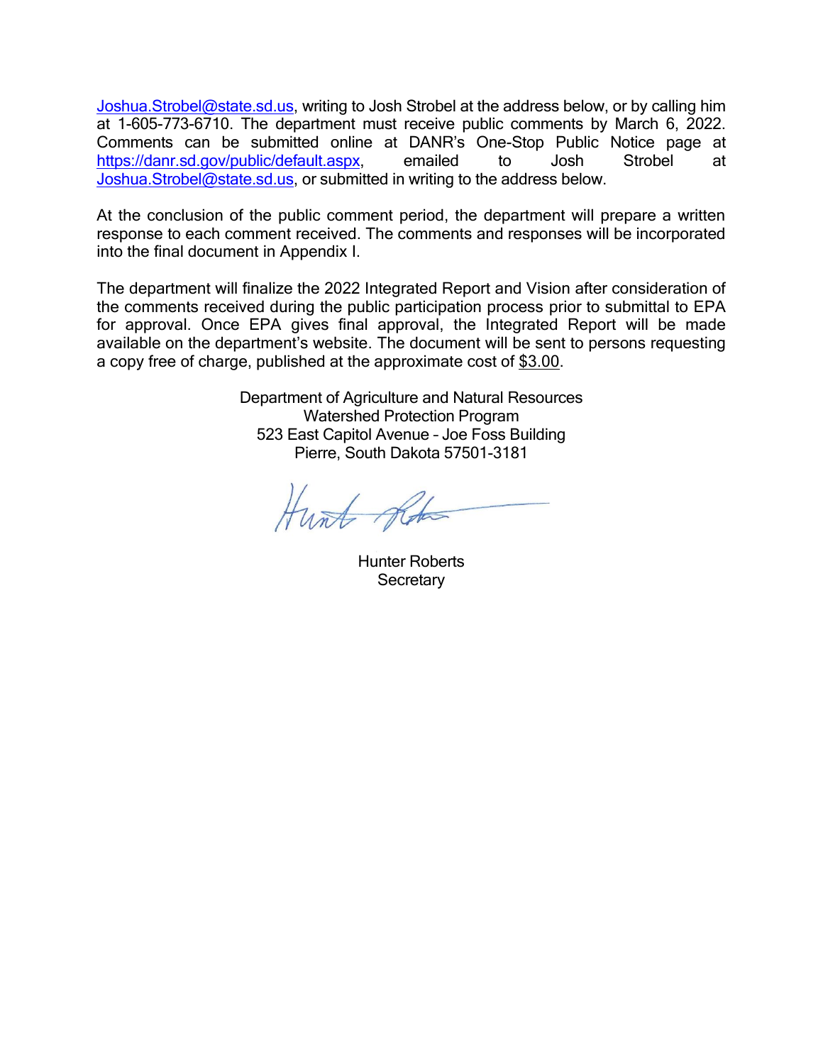Joshua.Strobel@state.sd.us, writing to Josh Strobel at the address below, or by calling him at 1-605-773-6710. The department must receive public comments by March 6, 2022. Comments can be submitted online at DANR's One-Stop Public Notice page at https://danr.sd.gov/public/default.aspx, emailed to Josh Strobel at Joshua.Strobel@state.sd.us, or submitted in writing to the address below.

At the conclusion of the public comment period, the department will prepare a written response to each comment received. The comments and responses will be incorporated into the final document in Appendix I.

The department will finalize the 2022 Integrated Report and Vision after consideration of the comments received during the public participation process prior to submittal to EPA for approval. Once EPA gives final approval, the Integrated Report will be made available on the department's website. The document will be sent to persons requesting a copy free of charge, published at the approximate cost of $3.00.

Department of Agriculture and Natural Resources
Watershed Protection Program
523 East Capitol Avenue – Joe Foss Building
Pierre, South Dakota 57501-3181

Hunter Roberts
Secretary